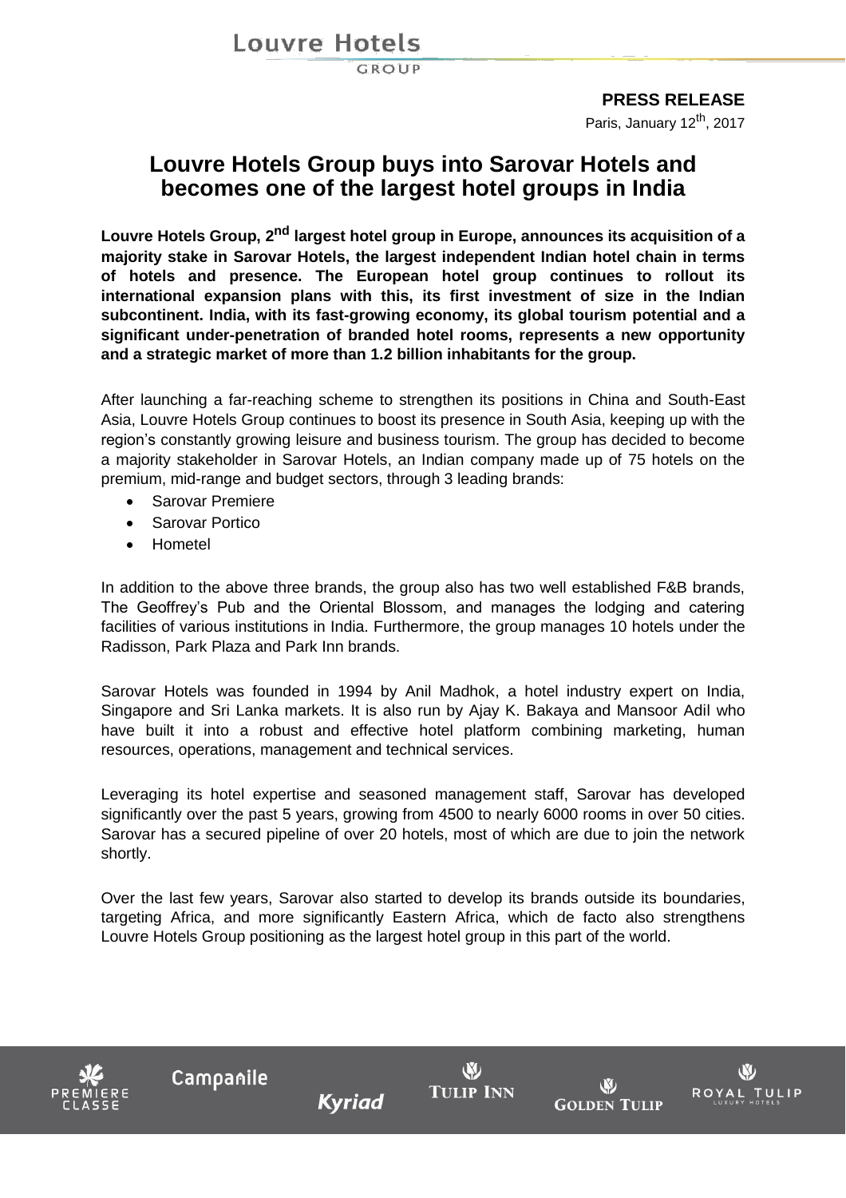**PRESS RELEASE**

Paris, January 12th, 2017

# Louvre Hotels Group buys into Sarovar Hotels and becomes one of the largest hotel groups in India

**Louvre Hotels Group, 2nd largest hotel group in Europe, announces its acquisition of a majority stake in Sarovar Hotels, the largest independent Indian hotel chain in terms of hotels and presence. The European hotel group continues to rollout its international expansion plans with this, its first investment of size in the Indian subcontinent. India, with its fast-growing economy, its global tourism potential and a significant under-penetration of branded hotel rooms, represents a new opportunity and a strategic market of more than 1.2 billion inhabitants for the group.**

After launching a far-reaching scheme to strengthen its positions in China and South-East Asia, Louvre Hotels Group continues to boost its presence in South Asia, keeping up with the region's constantly growing leisure and business tourism. The group has decided to become a majority stakeholder in Sarovar Hotels, an Indian company made up of 75 hotels on the premium, mid-range and budget sectors, through 3 leading brands:

- Sarovar Premiere
- Sarovar Portico
- Hometel

In addition to the above three brands, the group also has two well established F&B brands, The Geoffrey's Pub and the Oriental Blossom, and manages the lodging and catering facilities of various institutions in India. Furthermore, the group manages 10 hotels under the Radisson, Park Plaza and Park Inn brands.

Sarovar Hotels was founded in 1994 by Anil Madhok, a hotel industry expert on India, Singapore and Sri Lanka markets. It is also run by Ajay K. Bakaya and Mansoor Adil who have built it into a robust and effective hotel platform combining marketing, human resources, operations, management and technical services.

Leveraging its hotel expertise and seasoned management staff, Sarovar has developed significantly over the past 5 years, growing from 4500 to nearly 6000 rooms in over 50 cities. Sarovar has a secured pipeline of over 20 hotels, most of which are due to join the network shortly.

Over the last few years, Sarovar also started to develop its brands outside its boundaries, targeting Africa, and more significantly Eastern Africa, which de facto also strengthens Louvre Hotels Group positioning as the largest hotel group in this part of the world.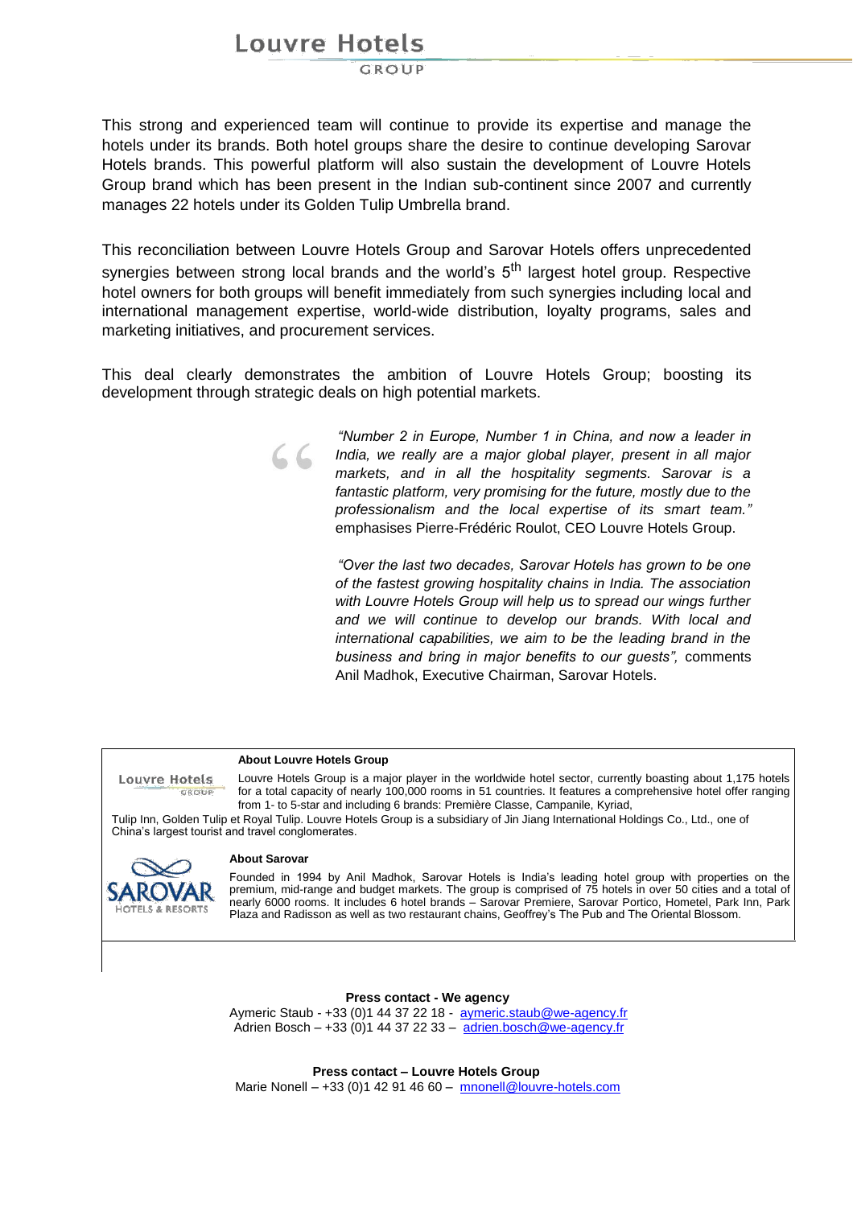This strong and experienced team will continue to provide its expertise and manage the hotels under its brands. Both hotel groups share the desire to continue developing Sarovar Hotels brands. This powerful platform will also sustain the development of Louvre Hotels Group brand which has been present in the Indian sub-continent since 2007 and currently manages 22 hotels under its Golden Tulip Umbrella brand.

This reconciliation between Louvre Hotels Group and Sarovar Hotels offers unprecedented synergies between strong local brands and the world's 5th largest hotel group. Respective hotel owners for both groups will benefit immediately from such synergies including local and international management expertise, world-wide distribution, loyalty programs, sales and marketing initiatives, and procurement services.

This deal clearly demonstrates the ambition of Louvre Hotels Group; boosting its development through strategic deals on high potential markets.

> *"Number 2 in Europe, Number 1 in China, and now a leader in India, we really are a major global player, present in all major markets, and in all the hospitality segments. Sarovar is a fantastic platform, very promising for the future, mostly due to the professionalism and the local expertise of its smart team."* emphasises Pierre-Frédéric Roulot, CEO Louvre Hotels Group.
>
> *"Over the last two decades, Sarovar Hotels has grown to be one of the fastest growing hospitality chains in India. The association with Louvre Hotels Group will help us to spread our wings further and we will continue to develop our brands. With local and international capabilities, we aim to be the leading brand in the business and bring in major benefits to our guests",* comments Anil Madhok, Executive Chairman, Sarovar Hotels.

**About Louvre Hotels Group**

Louvre Hotels Group is a major player in the worldwide hotel sector, currently boasting about 1,175 hotels for a total capacity of nearly 100,000 rooms in 51 countries. It features a comprehensive hotel offer ranging from 1- to 5-star and including 6 brands: Première Classe, Campanile, Kyriad, Tulip Inn, Golden Tulip et Royal Tulip. Louvre Hotels Group is a subsidiary of Jin Jiang International Holdings Co., Ltd., one of China's largest tourist and travel conglomerates.

**About Sarovar**

Founded in 1994 by Anil Madhok, Sarovar Hotels is India's leading hotel group with properties on the premium, mid-range and budget markets. The group is comprised of 75 hotels in over 50 cities and a total of nearly 6000 rooms. It includes 6 hotel brands – Sarovar Premiere, Sarovar Portico, Hometel, Park Inn, Park Plaza and Radisson as well as two restaurant chains, Geoffrey's The Pub and The Oriental Blossom.

**Press contact - We agency**
Aymeric Staub - +33 (0)1 44 37 22 18 - aymeric.staub@we-agency.fr
Adrien Bosch – +33 (0)1 44 37 22 33 – adrien.bosch@we-agency.fr

**Press contact – Louvre Hotels Group**
Marie Nonell – +33 (0)1 42 91 46 60 – mnonell@louvre-hotels.com